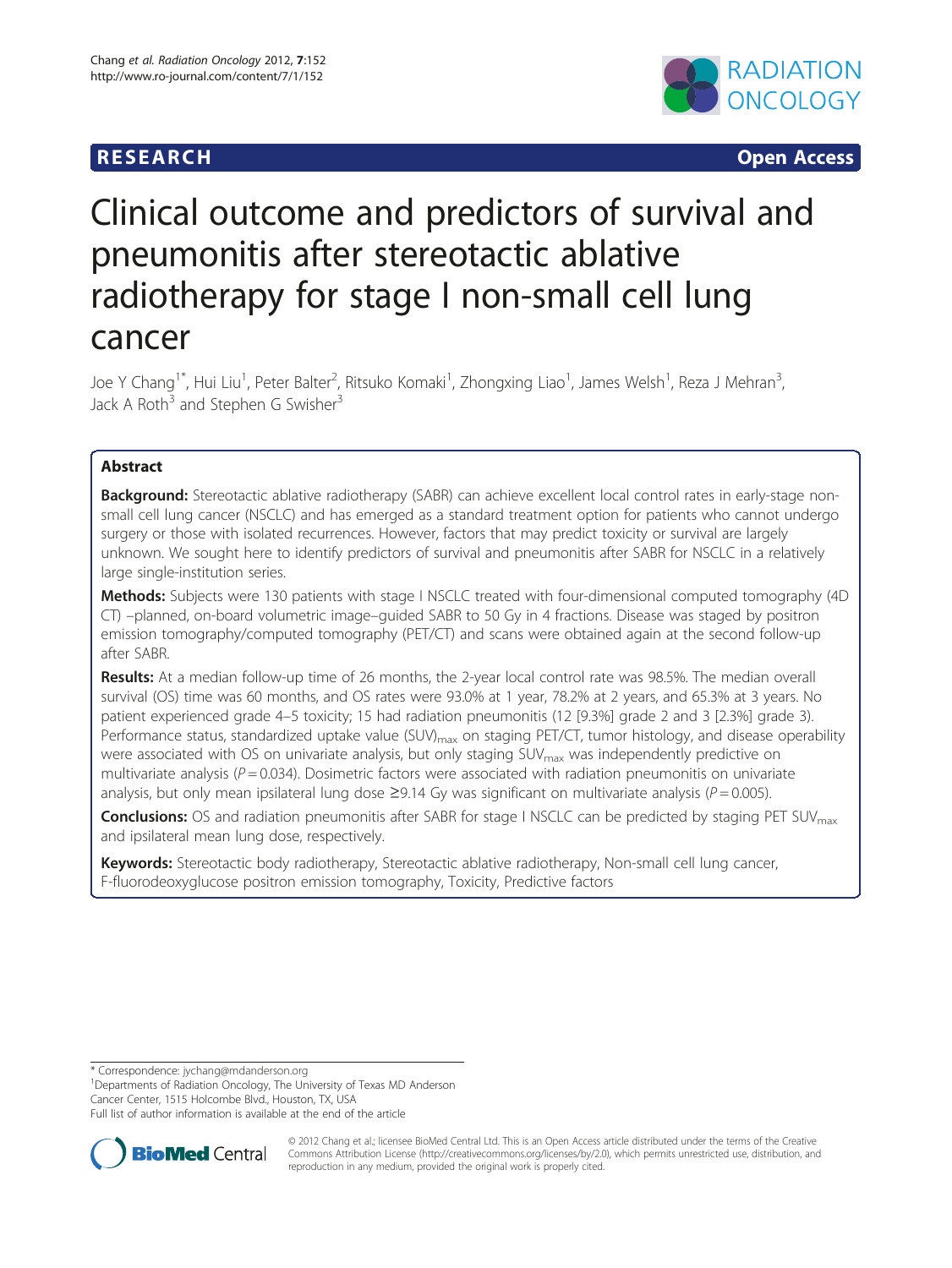RESEARCH **Open Access**

# Clinical outcome and predictors of survival and pneumonitis after stereotactic ablative radiotherapy for stage I non-small cell lung cancer

Joe Y Chang[1*], Hui Liu[1], Peter Balter[2], Ritsuko Komaki[1], Zhongxing Liao[1], James Welsh[1], Reza J Mehran[3], Jack A Roth[3] and Stephen G Swisher[3]

## Abstract

**Background:** Stereotactic ablative radiotherapy (SABR) can achieve excellent local control rates in early-stage non-small cell lung cancer (NSCLC) and has emerged as a standard treatment option for patients who cannot undergo surgery or those with isolated recurrences. However, factors that may predict toxicity or survival are largely unknown. We sought here to identify predictors of survival and pneumonitis after SABR for NSCLC in a relatively large single-institution series.

**Methods:** Subjects were 130 patients with stage I NSCLC treated with four-dimensional computed tomography (4D CT) –planned, on-board volumetric image–guided SABR to 50 Gy in 4 fractions. Disease was staged by positron emission tomography/computed tomography (PET/CT) and scans were obtained again at the second follow-up after SABR.

**Results:** At a median follow-up time of 26 months, the 2-year local control rate was 98.5%. The median overall survival (OS) time was 60 months, and OS rates were 93.0% at 1 year, 78.2% at 2 years, and 65.3% at 3 years. No patient experienced grade 4–5 toxicity; 15 had radiation pneumonitis (12 [9.3%] grade 2 and 3 [2.3%] grade 3). Performance status, standardized uptake value $(SUV)_{max}$ on staging PET/CT, tumor histology, and disease operability were associated with OS on univariate analysis, but only staging $SUV_{max}$ was independently predictive on multivariate analysis ($P = 0.034$). Dosimetric factors were associated with radiation pneumonitis on univariate analysis, but only mean ipsilateral lung dose ≥9.14 Gy was significant on multivariate analysis ($P = 0.005$).

**Conclusions:** OS and radiation pneumonitis after SABR for stage I NSCLC can be predicted by staging PET $SUV_{max}$ and ipsilateral mean lung dose, respectively.

**Keywords:** Stereotactic body radiotherapy, Stereotactic ablative radiotherapy, Non-small cell lung cancer, F-fluorodeoxyglucose positron emission tomography, Toxicity, Predictive factors

---

\* Correspondence: jychang@mdanderson.org
[1]Departments of Radiation Oncology, The University of Texas MD Anderson Cancer Center, 1515 Holcombe Blvd., Houston, TX, USA
Full list of author information is available at the end of the article

© 2012 Chang et al.; licensee BioMed Central Ltd. This is an Open Access article distributed under the terms of the Creative Commons Attribution License (http://creativecommons.org/licenses/by/2.0), which permits unrestricted use, distribution, and reproduction in any medium, provided the original work is properly cited.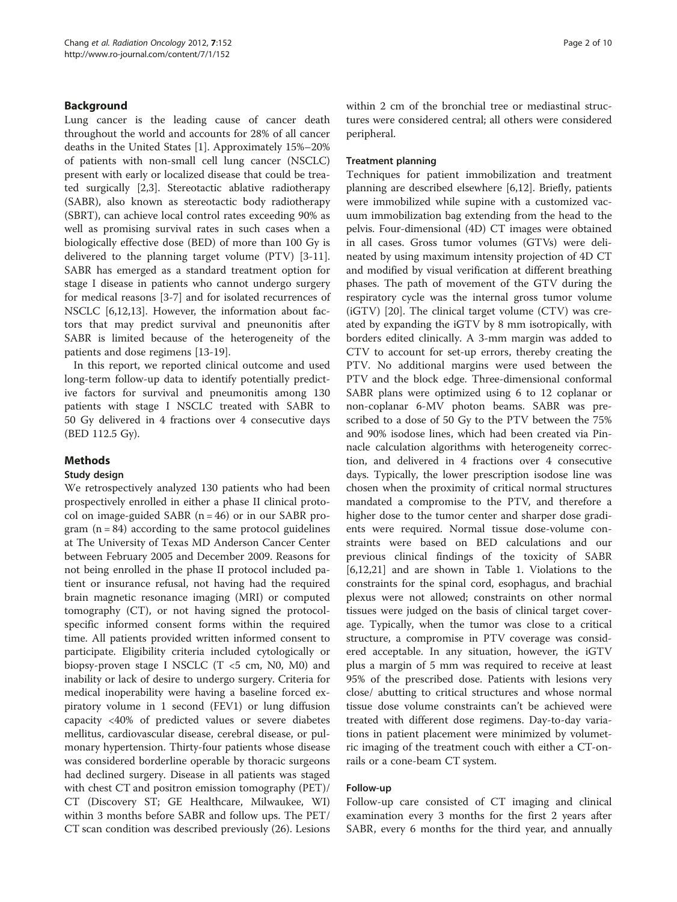## Background

Lung cancer is the leading cause of cancer death throughout the world and accounts for 28% of all cancer deaths in the United States [1]. Approximately 15%–20% of patients with non-small cell lung cancer (NSCLC) present with early or localized disease that could be treated surgically [2,3]. Stereotactic ablative radiotherapy (SABR), also known as stereotactic body radiotherapy (SBRT), can achieve local control rates exceeding 90% as well as promising survival rates in such cases when a biologically effective dose (BED) of more than 100 Gy is delivered to the planning target volume (PTV) [3-11]. SABR has emerged as a standard treatment option for stage I disease in patients who cannot undergo surgery for medical reasons [3-7] and for isolated recurrences of NSCLC [6,12,13]. However, the information about factors that may predict survival and pneunonitis after SABR is limited because of the heterogeneity of the patients and dose regimens [13-19].

In this report, we reported clinical outcome and used long-term follow-up data to identify potentially predictive factors for survival and pneumonitis among 130 patients with stage I NSCLC treated with SABR to 50 Gy delivered in 4 fractions over 4 consecutive days (BED 112.5 Gy).

## Methods

### Study design

We retrospectively analyzed 130 patients who had been prospectively enrolled in either a phase II clinical protocol on image-guided SABR (n = 46) or in our SABR program (n = 84) according to the same protocol guidelines at The University of Texas MD Anderson Cancer Center between February 2005 and December 2009. Reasons for not being enrolled in the phase II protocol included patient or insurance refusal, not having had the required brain magnetic resonance imaging (MRI) or computed tomography (CT), or not having signed the protocol-specific informed consent forms within the required time. All patients provided written informed consent to participate. Eligibility criteria included cytologically or biopsy-proven stage I NSCLC (T <5 cm, N0, M0) and inability or lack of desire to undergo surgery. Criteria for medical inoperability were having a baseline forced expiratory volume in 1 second (FEV1) or lung diffusion capacity <40% of predicted values or severe diabetes mellitus, cardiovascular disease, cerebral disease, or pulmonary hypertension. Thirty-four patients whose disease was considered borderline operable by thoracic surgeons had declined surgery. Disease in all patients was staged with chest CT and positron emission tomography (PET)/CT (Discovery ST; GE Healthcare, Milwaukee, WI) within 3 months before SABR and follow ups. The PET/CT scan condition was described previously (26). Lesions within 2 cm of the bronchial tree or mediastinal structures were considered central; all others were considered peripheral.

### Treatment planning

Techniques for patient immobilization and treatment planning are described elsewhere [6,12]. Briefly, patients were immobilized while supine with a customized vacuum immobilization bag extending from the head to the pelvis. Four-dimensional (4D) CT images were obtained in all cases. Gross tumor volumes (GTVs) were delineated by using maximum intensity projection of 4D CT and modified by visual verification at different breathing phases. The path of movement of the GTV during the respiratory cycle was the internal gross tumor volume (iGTV) [20]. The clinical target volume (CTV) was created by expanding the iGTV by 8 mm isotropically, with borders edited clinically. A 3-mm margin was added to CTV to account for set-up errors, thereby creating the PTV. No additional margins were used between the PTV and the block edge. Three-dimensional conformal SABR plans were optimized using 6 to 12 coplanar or non-coplanar 6-MV photon beams. SABR was prescribed to a dose of 50 Gy to the PTV between the 75% and 90% isodose lines, which had been created via Pinnacle calculation algorithms with heterogeneity correction, and delivered in 4 fractions over 4 consecutive days. Typically, the lower prescription isodose line was chosen when the proximity of critical normal structures mandated a compromise to the PTV, and therefore a higher dose to the tumor center and sharper dose gradients were required. Normal tissue dose-volume constraints were based on BED calculations and our previous clinical findings of the toxicity of SABR [6,12,21] and are shown in Table 1. Violations to the constraints for the spinal cord, esophagus, and brachial plexus were not allowed; constraints on other normal tissues were judged on the basis of clinical target coverage. Typically, when the tumor was close to a critical structure, a compromise in PTV coverage was considered acceptable. In any situation, however, the iGTV plus a margin of 5 mm was required to receive at least 95% of the prescribed dose. Patients with lesions very close/ abutting to critical structures and whose normal tissue dose volume constraints can't be achieved were treated with different dose regimens. Day-to-day variations in patient placement were minimized by volumetric imaging of the treatment couch with either a CT-on-rails or a cone-beam CT system.

### Follow-up

Follow-up care consisted of CT imaging and clinical examination every 3 months for the first 2 years after SABR, every 6 months for the third year, and annually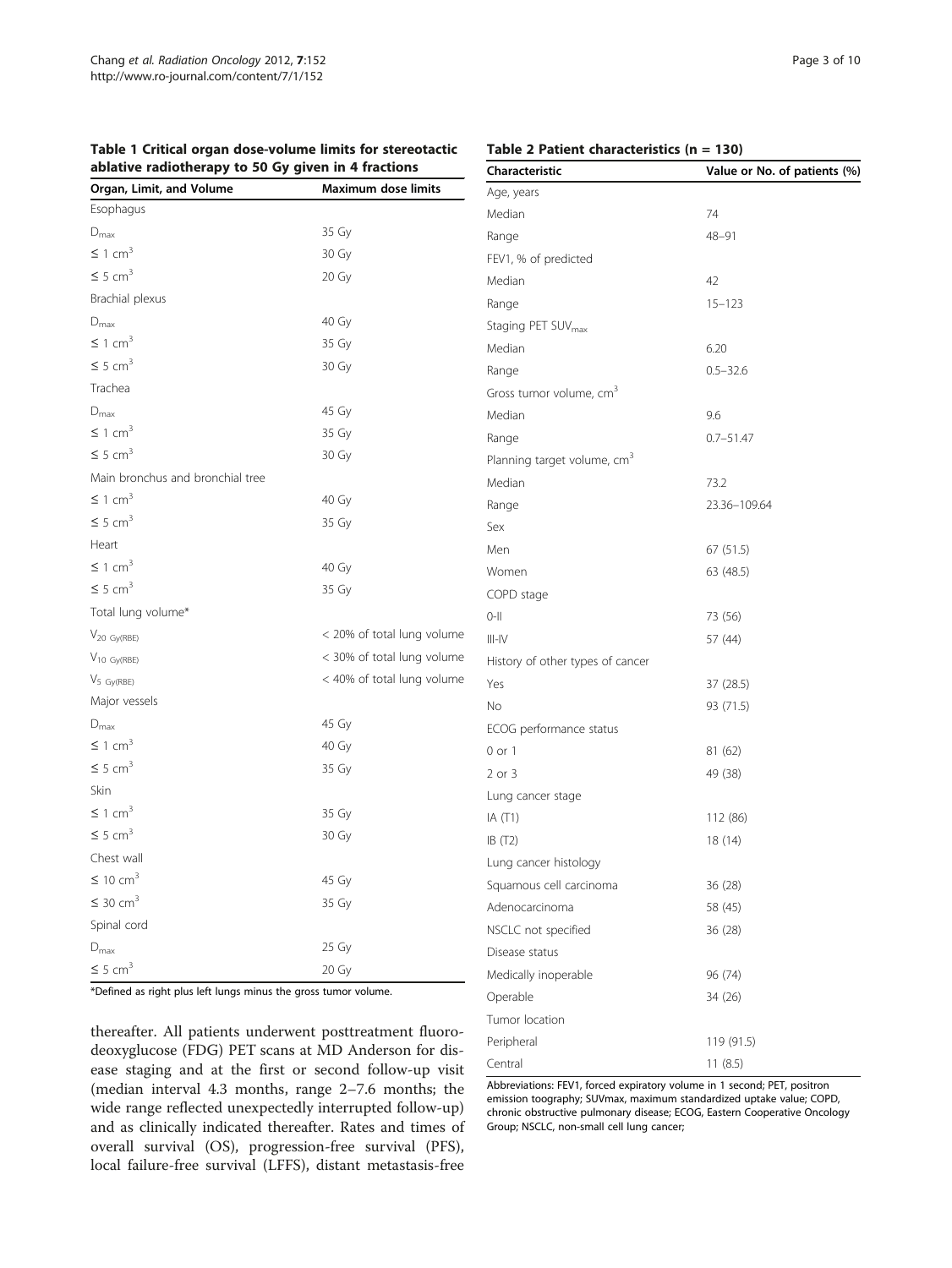**Table 1 Critical organ dose-volume limits for stereotactic ablative radiotherapy to 50 Gy given in 4 fractions**

| Organ, Limit, and Volume | Maximum dose limits |
|---|---|
| Esophagus | |
| $D_{max}$ | 35 Gy |
| ≤ 1 $cm^3$ | 30 Gy |
| ≤ 5 $cm^3$ | 20 Gy |
| Brachial plexus | |
| $D_{max}$ | 40 Gy |
| ≤ 1 $cm^3$ | 35 Gy |
| ≤ 5 $cm^3$ | 30 Gy |
| Trachea | |
| $D_{max}$ | 45 Gy |
| ≤ 1 $cm^3$ | 35 Gy |
| ≤ 5 $cm^3$ | 30 Gy |
| Main bronchus and bronchial tree | |
| ≤ 1 $cm^3$ | 40 Gy |
| ≤ 5 $cm^3$ | 35 Gy |
| Heart | |
| ≤ 1 $cm^3$ | 40 Gy |
| ≤ 5 $cm^3$ | 35 Gy |
| Total lung volume* | |
| $V_{20\ Gy(RBE)}$ | < 20% of total lung volume |
| $V_{10\ Gy(RBE)}$ | < 30% of total lung volume |
| $V_{5\ Gy(RBE)}$ | < 40% of total lung volume |
| Major vessels | |
| $D_{max}$ | 45 Gy |
| ≤ 1 $cm^3$ | 40 Gy |
| ≤ 5 $cm^3$ | 35 Gy |
| Skin | |
| ≤ 1 $cm^3$ | 35 Gy |
| ≤ 5 $cm^3$ | 30 Gy |
| Chest wall | |
| ≤ 10 $cm^3$ | 45 Gy |
| ≤ 30 $cm^3$ | 35 Gy |
| Spinal cord | |
| $D_{max}$ | 25 Gy |
| ≤ 5 $cm^3$ | 20 Gy |

*Defined as right plus left lungs minus the gross tumor volume.

thereafter. All patients underwent posttreatment fluorodeoxyglucose (FDG) PET scans at MD Anderson for disease staging and at the first or second follow-up visit (median interval 4.3 months, range 2–7.6 months; the wide range reflected unexpectedly interrupted follow-up) and as clinically indicated thereafter. Rates and times of overall survival (OS), progression-free survival (PFS), local failure-free survival (LFFS), distant metastasis-free

**Table 2 Patient characteristics (n = 130)**

| Characteristic | Value or No. of patients (%) |
|---|---|
| Age, years | |
| Median | 74 |
| Range | 48–91 |
| FEV1, % of predicted | |
| Median | 42 |
| Range | 15–123 |
| Staging PET $SUV_{max}$ | |
| Median | 6.20 |
| Range | 0.5–32.6 |
| Gross tumor volume, $cm^3$ | |
| Median | 9.6 |
| Range | 0.7–51.47 |
| Planning target volume, $cm^3$ | |
| Median | 73.2 |
| Range | 23.36–109.64 |
| Sex | |
| Men | 67 (51.5) |
| Women | 63 (48.5) |
| COPD stage | |
| 0-II | 73 (56) |
| III-IV | 57 (44) |
| History of other types of cancer | |
| Yes | 37 (28.5) |
| No | 93 (71.5) |
| ECOG performance status | |
| 0 or 1 | 81 (62) |
| 2 or 3 | 49 (38) |
| Lung cancer stage | |
| IA (T1) | 112 (86) |
| IB (T2) | 18 (14) |
| Lung cancer histology | |
| Squamous cell carcinoma | 36 (28) |
| Adenocarcinoma | 58 (45) |
| NSCLC not specified | 36 (28) |
| Disease status | |
| Medically inoperable | 96 (74) |
| Operable | 34 (26) |
| Tumor location | |
| Peripheral | 119 (91.5) |
| Central | 11 (8.5) |

Abbreviations: FEV1, forced expiratory volume in 1 second; PET, positron emission toography; SUVmax, maximum standardized uptake value; COPD, chronic obstructive pulmonary disease; ECOG, Eastern Cooperative Oncology Group; NSCLC, non-small cell lung cancer;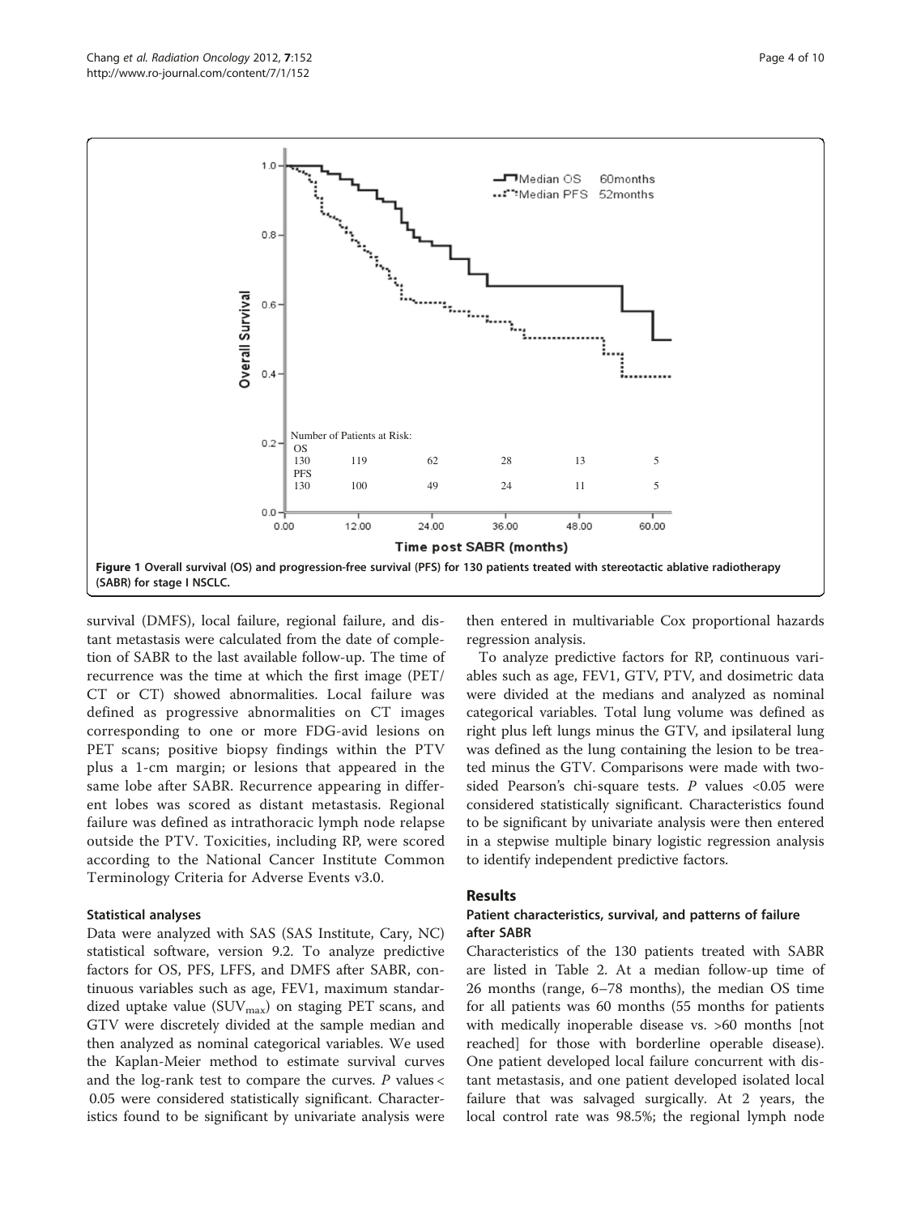Figure 1 Overall survival (OS) and progression-free survival (PFS) for 130 patients treated with stereotactic ablative radiotherapy (SABR) for stage I NSCLC.

survival (DMFS), local failure, regional failure, and distant metastasis were calculated from the date of completion of SABR to the last available follow-up. The time of recurrence was the time at which the first image (PET/CT or CT) showed abnormalities. Local failure was defined as progressive abnormalities on CT images corresponding to one or more FDG-avid lesions on PET scans; positive biopsy findings within the PTV plus a 1-cm margin; or lesions that appeared in the same lobe after SABR. Recurrence appearing in different lobes was scored as distant metastasis. Regional failure was defined as intrathoracic lymph node relapse outside the PTV. Toxicities, including RP, were scored according to the National Cancer Institute Common Terminology Criteria for Adverse Events v3.0.

### Statistical analyses

Data were analyzed with SAS (SAS Institute, Cary, NC) statistical software, version 9.2. To analyze predictive factors for OS, PFS, LFFS, and DMFS after SABR, continuous variables such as age, FEV1, maximum standardized uptake value ($SUV_{max}$) on staging PET scans, and GTV were discretely divided at the sample median and then analyzed as nominal categorical variables. We used the Kaplan-Meier method to estimate survival curves and the log-rank test to compare the curves. *P* values < 0.05 were considered statistically significant. Characteristics found to be significant by univariate analysis were then entered in multivariable Cox proportional hazards regression analysis.

To analyze predictive factors for RP, continuous variables such as age, FEV1, GTV, PTV, and dosimetric data were divided at the medians and analyzed as nominal categorical variables. Total lung volume was defined as right plus left lungs minus the GTV, and ipsilateral lung was defined as the lung containing the lesion to be treated minus the GTV. Comparisons were made with two-sided Pearson's chi-square tests. *P* values <0.05 were considered statistically significant. Characteristics found to be significant by univariate analysis were then entered in a stepwise multiple binary logistic regression analysis to identify independent predictive factors.

## Results

### Patient characteristics, survival, and patterns of failure after SABR

Characteristics of the 130 patients treated with SABR are listed in Table 2. At a median follow-up time of 26 months (range, 6–78 months), the median OS time for all patients was 60 months (55 months for patients with medically inoperable disease vs. >60 months [not reached] for those with borderline operable disease). One patient developed local failure concurrent with distant metastasis, and one patient developed isolated local failure that was salvaged surgically. At 2 years, the local control rate was 98.5%; the regional lymph node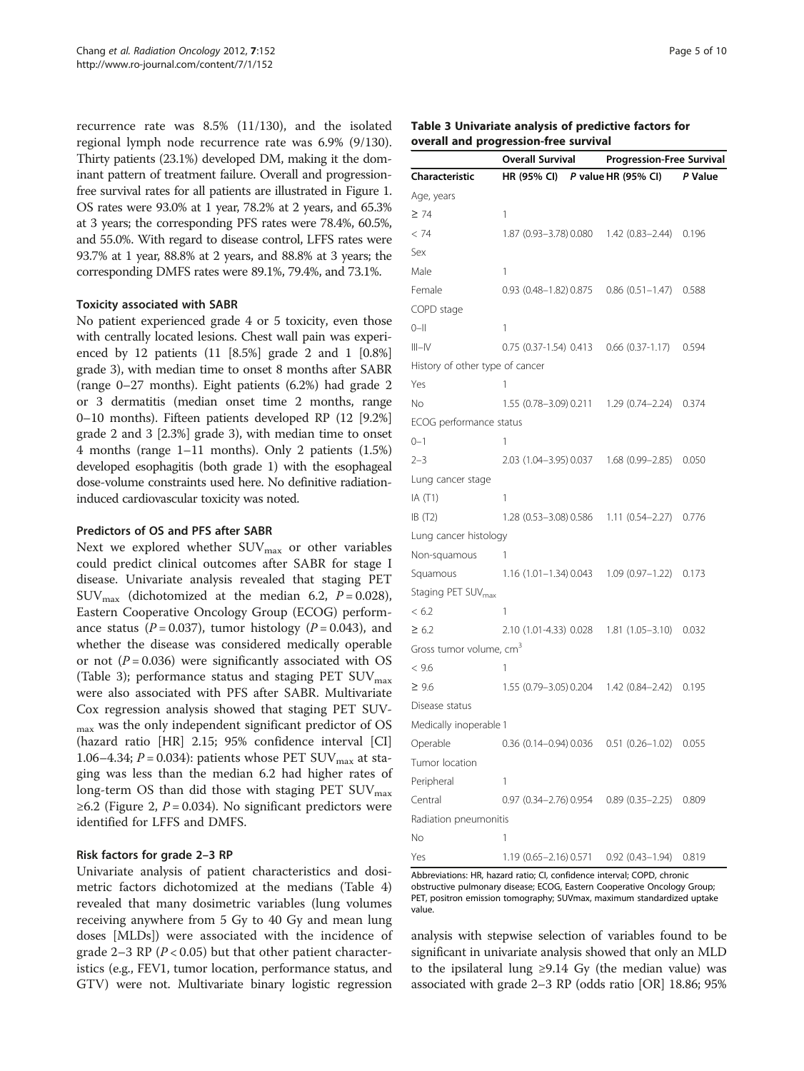recurrence rate was 8.5% (11/130), and the isolated regional lymph node recurrence rate was 6.9% (9/130). Thirty patients (23.1%) developed DM, making it the dominant pattern of treatment failure. Overall and progression-free survival rates for all patients are illustrated in Figure 1. OS rates were 93.0% at 1 year, 78.2% at 2 years, and 65.3% at 3 years; the corresponding PFS rates were 78.4%, 60.5%, and 55.0%. With regard to disease control, LFFS rates were 93.7% at 1 year, 88.8% at 2 years, and 88.8% at 3 years; the corresponding DMFS rates were 89.1%, 79.4%, and 73.1%.

### Toxicity associated with SABR

No patient experienced grade 4 or 5 toxicity, even those with centrally located lesions. Chest wall pain was experienced by 12 patients (11 [8.5%] grade 2 and 1 [0.8%] grade 3), with median time to onset 8 months after SABR (range 0–27 months). Eight patients (6.2%) had grade 2 or 3 dermatitis (median onset time 2 months, range 0–10 months). Fifteen patients developed RP (12 [9.2%] grade 2 and 3 [2.3%] grade 3), with median time to onset 4 months (range 1–11 months). Only 2 patients (1.5%) developed esophagitis (both grade 1) with the esophageal dose-volume constraints used here. No definitive radiation-induced cardiovascular toxicity was noted.

### Predictors of OS and PFS after SABR

Next we explored whether $SUV_{max}$ or other variables could predict clinical outcomes after SABR for stage I disease. Univariate analysis revealed that staging PET $SUV_{max}$ (dichotomized at the median 6.2, $P = 0.028$), Eastern Cooperative Oncology Group (ECOG) performance status ($P = 0.037$), tumor histology ($P = 0.043$), and whether the disease was considered medically operable or not ($P = 0.036$) were significantly associated with OS (Table 3); performance status and staging PET $SUV_{max}$ were also associated with PFS after SABR. Multivariate Cox regression analysis showed that staging PET $SUV_{max}$ was the only independent significant predictor of OS (hazard ratio [HR] 2.15; 95% confidence interval [CI] 1.06–4.34; $P = 0.034$): patients whose PET $SUV_{max}$ at staging was less than the median 6.2 had higher rates of long-term OS than did those with staging PET $SUV_{max}$ ≥6.2 (Figure 2, $P = 0.034$). No significant predictors were identified for LFFS and DMFS.

### Risk factors for grade 2–3 RP

Univariate analysis of patient characteristics and dosimetric factors dichotomized at the medians (Table 4) revealed that many dosimetric variables (lung volumes receiving anywhere from 5 Gy to 40 Gy and mean lung doses [MLDs]) were associated with the incidence of grade 2–3 RP ($P < 0.05$) but that other patient characteristics (e.g., FEV1, tumor location, performance status, and GTV) were not. Multivariate binary logistic regression analysis with stepwise selection of variables found to be significant in univariate analysis showed that only an MLD to the ipsilateral lung ≥9.14 Gy (the median value) was associated with grade 2–3 RP (odds ratio [OR] 18.86; 95%

**Table 3 Univariate analysis of predictive factors for overall and progression-free survival**

| | Overall Survival | | Progression-Free Survival | |
|---|---|---|---|---|
| **Characteristic** | **HR (95% CI)** | ***P* value** | **HR (95% CI)** | ***P* Value** |
| Age, years | | | | |
| ≥ 74 | 1 | | | |
| < 74 | 1.87 (0.93–3.78) | 0.080 | 1.42 (0.83–2.44) | 0.196 |
| Sex | | | | |
| Male | 1 | | | |
| Female | 0.93 (0.48–1.82) | 0.875 | 0.86 (0.51–1.47) | 0.588 |
| COPD stage | | | | |
| 0–II | 1 | | | |
| III–IV | 0.75 (0.37-1.54) | 0.413 | 0.66 (0.37-1.17) | 0.594 |
| History of other type of cancer | | | | |
| Yes | 1 | | | |
| No | 1.55 (0.78–3.09) | 0.211 | 1.29 (0.74–2.24) | 0.374 |
| ECOG performance status | | | | |
| 0–1 | 1 | | | |
| 2–3 | 2.03 (1.04–3.95) | 0.037 | 1.68 (0.99–2.85) | 0.050 |
| Lung cancer stage | | | | |
| IA (T1) | 1 | | | |
| IB (T2) | 1.28 (0.53–3.08) | 0.586 | 1.11 (0.54–2.27) | 0.776 |
| Lung cancer histology | | | | |
| Non-squamous | 1 | | | |
| Squamous | 1.16 (1.01–1.34) | 0.043 | 1.09 (0.97–1.22) | 0.173 |
| Staging PET $SUV_{max}$ | | | | |
| < 6.2 | 1 | | | |
| ≥ 6.2 | 2.10 (1.01-4.33) | 0.028 | 1.81 (1.05–3.10) | 0.032 |
| Gross tumor volume, $cm^3$ | | | | |
| < 9.6 | 1 | | | |
| ≥ 9.6 | 1.55 (0.79–3.05) | 0.204 | 1.42 (0.84–2.42) | 0.195 |
| Disease status | | | | |
| Medically inoperable | 1 | | | |
| Operable | 0.36 (0.14–0.94) | 0.036 | 0.51 (0.26–1.02) | 0.055 |
| Tumor location | | | | |
| Peripheral | 1 | | | |
| Central | 0.97 (0.34–2.76) | 0.954 | 0.89 (0.35–2.25) | 0.809 |
| Radiation pneumonitis | | | | |
| No | 1 | | | |
| Yes | 1.19 (0.65–2.16) | 0.571 | 0.92 (0.43–1.94) | 0.819 |

Abbreviations: HR, hazard ratio; CI, confidence interval; COPD, chronic obstructive pulmonary disease; ECOG, Eastern Cooperative Oncology Group; PET, positron emission tomography; SUVmax, maximum standardized uptake value.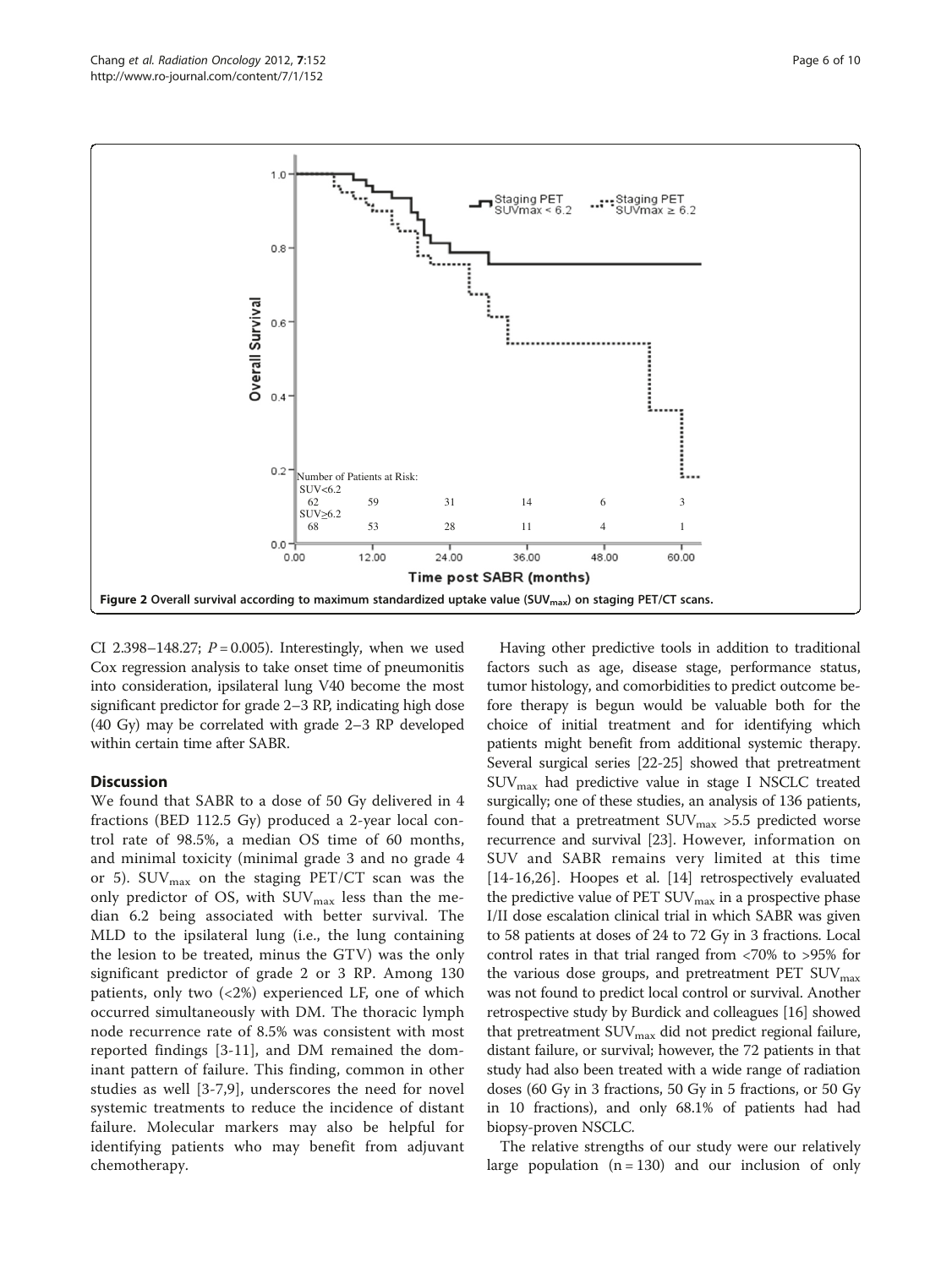Number of Patients at Risk:

| | 0 | 12 | 24 | 36 | 48 | 60 |
|---|---|---|---|---|---|---|
| SUV<6.2 | 62 | 59 | 31 | 14 | 6 | 3 |
| SUV≥6.2 | 68 | 53 | 28 | 11 | 4 | 1 |

**Figure 2 Overall survival according to maximum standardized uptake value ($SUV_{max}$) on staging PET/CT scans.**

CI 2.398–148.27; $P = 0.005$). Interestingly, when we used Cox regression analysis to take onset time of pneumonitis into consideration, ipsilateral lung V40 become the most significant predictor for grade 2–3 RP, indicating high dose (40 Gy) may be correlated with grade 2–3 RP developed within certain time after SABR.

## Discussion

We found that SABR to a dose of 50 Gy delivered in 4 fractions (BED 112.5 Gy) produced a 2-year local control rate of 98.5%, a median OS time of 60 months, and minimal toxicity (minimal grade 3 and no grade 4 or 5). $SUV_{max}$ on the staging PET/CT scan was the only predictor of OS, with $SUV_{max}$ less than the median 6.2 being associated with better survival. The MLD to the ipsilateral lung (i.e., the lung containing the lesion to be treated, minus the GTV) was the only significant predictor of grade 2 or 3 RP. Among 130 patients, only two (<2%) experienced LF, one of which occurred simultaneously with DM. The thoracic lymph node recurrence rate of 8.5% was consistent with most reported findings [3-11], and DM remained the dominant pattern of failure. This finding, common in other studies as well [3-7,9], underscores the need for novel systemic treatments to reduce the incidence of distant failure. Molecular markers may also be helpful for identifying patients who may benefit from adjuvant chemotherapy.

Having other predictive tools in addition to traditional factors such as age, disease stage, performance status, tumor histology, and comorbidities to predict outcome before therapy is begun would be valuable both for the choice of initial treatment and for identifying which patients might benefit from additional systemic therapy. Several surgical series [22-25] showed that pretreatment $SUV_{max}$ had predictive value in stage I NSCLC treated surgically; one of these studies, an analysis of 136 patients, found that a pretreatment $SUV_{max}$ >5.5 predicted worse recurrence and survival [23]. However, information on SUV and SABR remains very limited at this time [14-16,26]. Hoopes et al. [14] retrospectively evaluated the predictive value of PET $SUV_{max}$ in a prospective phase I/II dose escalation clinical trial in which SABR was given to 58 patients at doses of 24 to 72 Gy in 3 fractions. Local control rates in that trial ranged from <70% to >95% for the various dose groups, and pretreatment PET $SUV_{max}$ was not found to predict local control or survival. Another retrospective study by Burdick and colleagues [16] showed that pretreatment $SUV_{max}$ did not predict regional failure, distant failure, or survival; however, the 72 patients in that study had also been treated with a wide range of radiation doses (60 Gy in 3 fractions, 50 Gy in 5 fractions, or 50 Gy in 10 fractions), and only 68.1% of patients had had biopsy-proven NSCLC.

The relative strengths of our study were our relatively large population (n = 130) and our inclusion of only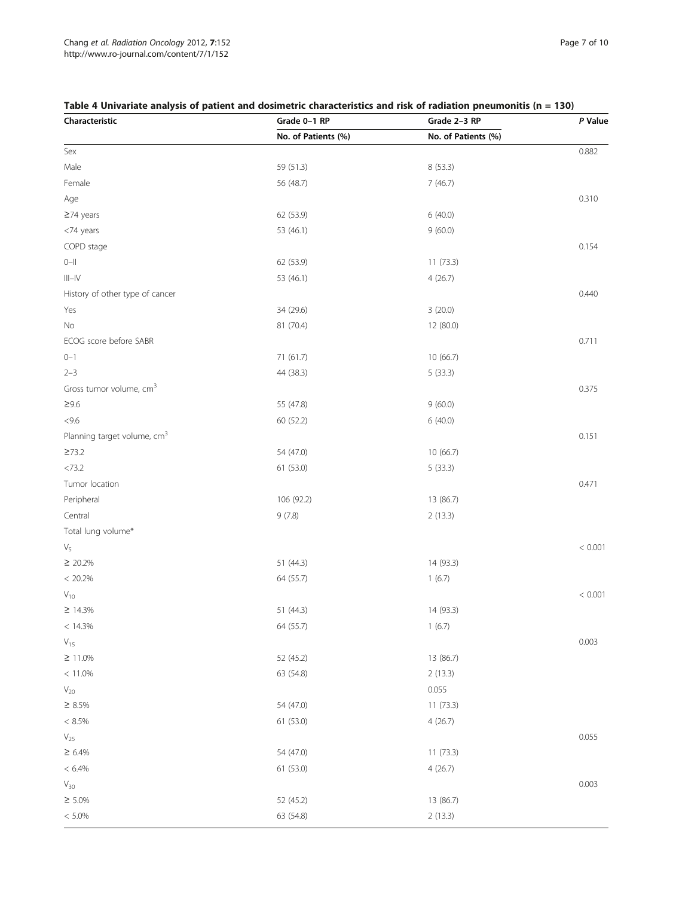**Table 4 Univariate analysis of patient and dosimetric characteristics and risk of radiation pneumonitis (n = 130)**

| Characteristic | Grade 0–1 RP | Grade 2–3 RP | *P* Value |
|---|---|---|---|
| | No. of Patients (%) | No. of Patients (%) | |
| Sex | | | 0.882 |
| Male | 59 (51.3) | 8 (53.3) | |
| Female | 56 (48.7) | 7 (46.7) | |
| Age | | | 0.310 |
| ≥74 years | 62 (53.9) | 6 (40.0) | |
| <74 years | 53 (46.1) | 9 (60.0) | |
| COPD stage | | | 0.154 |
| 0–II | 62 (53.9) | 11 (73.3) | |
| III–IV | 53 (46.1) | 4 (26.7) | |
| History of other type of cancer | | | 0.440 |
| Yes | 34 (29.6) | 3 (20.0) | |
| No | 81 (70.4) | 12 (80.0) | |
| ECOG score before SABR | | | 0.711 |
| 0–1 | 71 (61.7) | 10 (66.7) | |
| 2–3 | 44 (38.3) | 5 (33.3) | |
| Gross tumor volume, $cm^3$ | | | 0.375 |
| ≥9.6 | 55 (47.8) | 9 (60.0) | |
| <9.6 | 60 (52.2) | 6 (40.0) | |
| Planning target volume, $cm^3$ | | | 0.151 |
| ≥73.2 | 54 (47.0) | 10 (66.7) | |
| <73.2 | 61 (53.0) | 5 (33.3) | |
| Tumor location | | | 0.471 |
| Peripheral | 106 (92.2) | 13 (86.7) | |
| Central | 9 (7.8) | 2 (13.3) | |
| Total lung volume* | | | |
| $V_5$ | | | < 0.001 |
| ≥ 20.2% | 51 (44.3) | 14 (93.3) | |
| < 20.2% | 64 (55.7) | 1 (6.7) | |
| $V_{10}$ | | | < 0.001 |
| ≥ 14.3% | 51 (44.3) | 14 (93.3) | |
| < 14.3% | 64 (55.7) | 1 (6.7) | |
| $V_{15}$ | | | 0.003 |
| ≥ 11.0% | 52 (45.2) | 13 (86.7) | |
| < 11.0% | 63 (54.8) | 2 (13.3) | |
| $V_{20}$ | | 0.055 | |
| ≥ 8.5% | 54 (47.0) | 11 (73.3) | |
| < 8.5% | 61 (53.0) | 4 (26.7) | |
| $V_{25}$ | | | 0.055 |
| ≥ 6.4% | 54 (47.0) | 11 (73.3) | |
| < 6.4% | 61 (53.0) | 4 (26.7) | |
| $V_{30}$ | | | 0.003 |
| ≥ 5.0% | 52 (45.2) | 13 (86.7) | |
| < 5.0% | 63 (54.8) | 2 (13.3) | |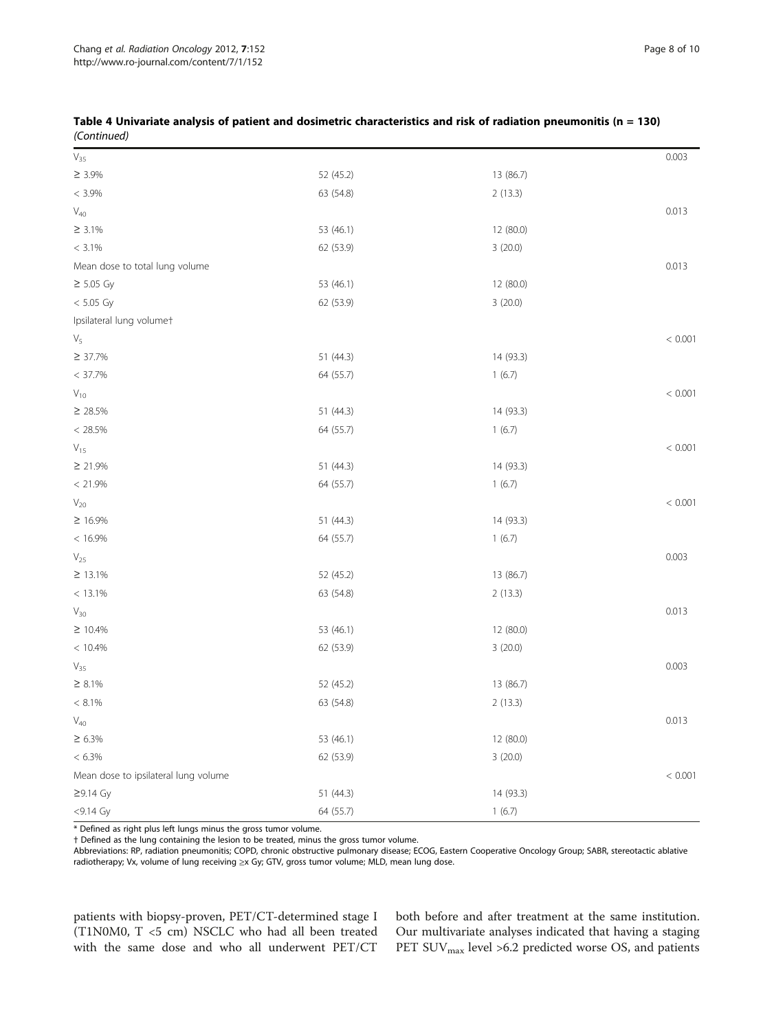**Table 4 Univariate analysis of patient and dosimetric characteristics and risk of radiation pneumonitis (n = 130)** *(Continued)*

| | | | |
|---|---|---|---|
| $V_{35}$ | | | 0.003 |
| ≥ 3.9% | 52 (45.2) | 13 (86.7) | |
| < 3.9% | 63 (54.8) | 2 (13.3) | |
| $V_{40}$ | | | 0.013 |
| ≥ 3.1% | 53 (46.1) | 12 (80.0) | |
| < 3.1% | 62 (53.9) | 3 (20.0) | |
| Mean dose to total lung volume | | | 0.013 |
| ≥ 5.05 Gy | 53 (46.1) | 12 (80.0) | |
| < 5.05 Gy | 62 (53.9) | 3 (20.0) | |
| Ipsilateral lung volume† | | | |
| $V_5$ | | | < 0.001 |
| ≥ 37.7% | 51 (44.3) | 14 (93.3) | |
| < 37.7% | 64 (55.7) | 1 (6.7) | |
| $V_{10}$ | | | < 0.001 |
| ≥ 28.5% | 51 (44.3) | 14 (93.3) | |
| < 28.5% | 64 (55.7) | 1 (6.7) | |
| $V_{15}$ | | | < 0.001 |
| ≥ 21.9% | 51 (44.3) | 14 (93.3) | |
| < 21.9% | 64 (55.7) | 1 (6.7) | |
| $V_{20}$ | | | < 0.001 |
| ≥ 16.9% | 51 (44.3) | 14 (93.3) | |
| < 16.9% | 64 (55.7) | 1 (6.7) | |
| $V_{25}$ | | | 0.003 |
| ≥ 13.1% | 52 (45.2) | 13 (86.7) | |
| < 13.1% | 63 (54.8) | 2 (13.3) | |
| $V_{30}$ | | | 0.013 |
| ≥ 10.4% | 53 (46.1) | 12 (80.0) | |
| < 10.4% | 62 (53.9) | 3 (20.0) | |
| $V_{35}$ | | | 0.003 |
| ≥ 8.1% | 52 (45.2) | 13 (86.7) | |
| < 8.1% | 63 (54.8) | 2 (13.3) | |
| $V_{40}$ | | | 0.013 |
| ≥ 6.3% | 53 (46.1) | 12 (80.0) | |
| < 6.3% | 62 (53.9) | 3 (20.0) | |
| Mean dose to ipsilateral lung volume | | | < 0.001 |
| ≥9.14 Gy | 51 (44.3) | 14 (93.3) | |
| <9.14 Gy | 64 (55.7) | 1 (6.7) | |

\* Defined as right plus left lungs minus the gross tumor volume.

† Defined as the lung containing the lesion to be treated, minus the gross tumor volume.

Abbreviations: RP, radiation pneumonitis; COPD, chronic obstructive pulmonary disease; ECOG, Eastern Cooperative Oncology Group; SABR, stereotactic ablative radiotherapy; Vx, volume of lung receiving ≥x Gy; GTV, gross tumor volume; MLD, mean lung dose.

patients with biopsy-proven, PET/CT-determined stage I (T1N0M0, T <5 cm) NSCLC who had all been treated with the same dose and who all underwent PET/CT both before and after treatment at the same institution. Our multivariate analyses indicated that having a staging PET $SUV_{max}$ level >6.2 predicted worse OS, and patients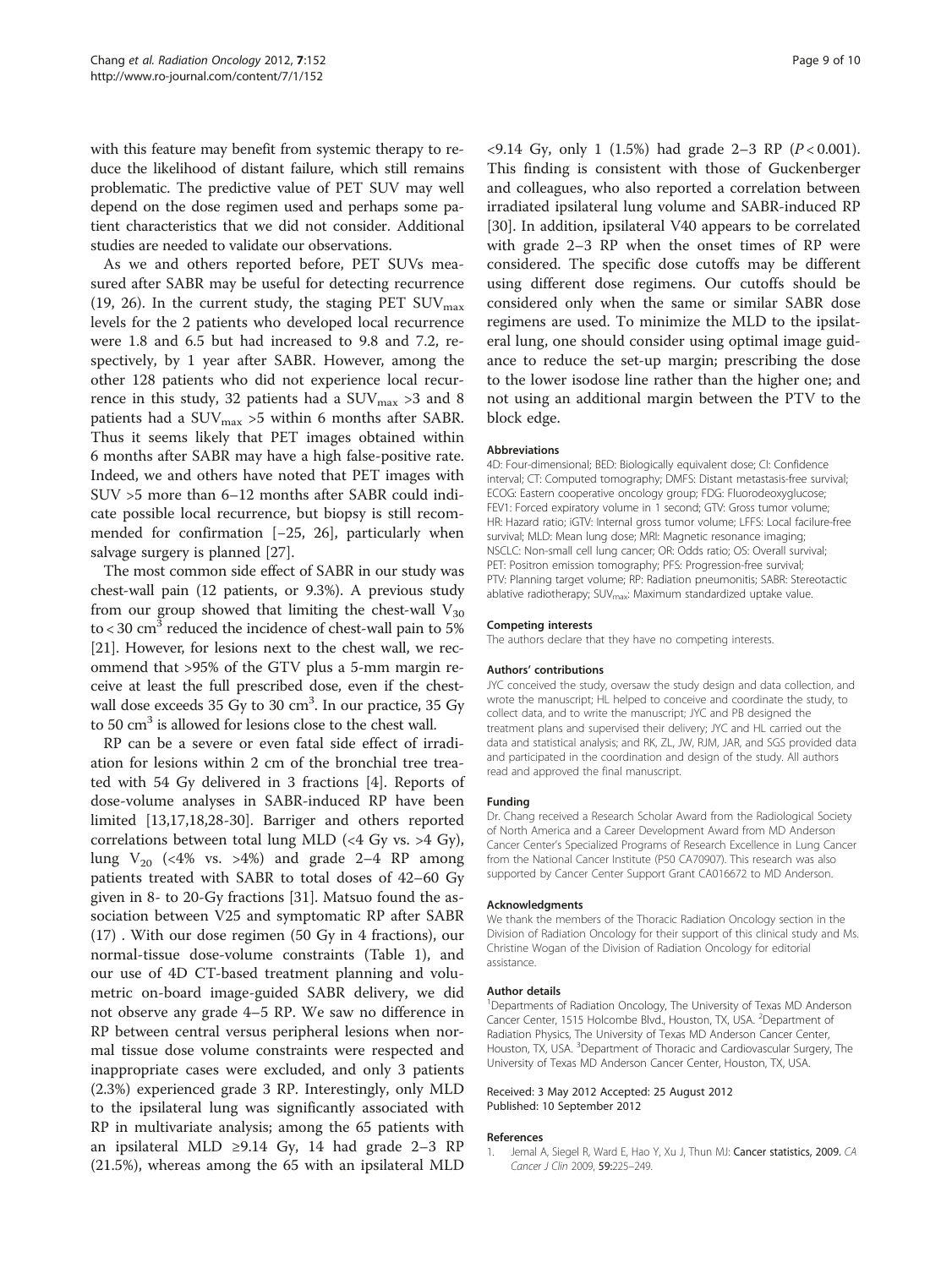with this feature may benefit from systemic therapy to reduce the likelihood of distant failure, which still remains problematic. The predictive value of PET SUV may well depend on the dose regimen used and perhaps some patient characteristics that we did not consider. Additional studies are needed to validate our observations.

As we and others reported before, PET SUVs measured after SABR may be useful for detecting recurrence (19, 26). In the current study, the staging PET $SUV_{max}$ levels for the 2 patients who developed local recurrence were 1.8 and 6.5 but had increased to 9.8 and 7.2, respectively, by 1 year after SABR. However, among the other 128 patients who did not experience local recurrence in this study, 32 patients had a $SUV_{max}$ >3 and 8 patients had a $SUV_{max}$ >5 within 6 months after SABR. Thus it seems likely that PET images obtained within 6 months after SABR may have a high false-positive rate. Indeed, we and others have noted that PET images with SUV >5 more than 6–12 months after SABR could indicate possible local recurrence, but biopsy is still recommended for confirmation [–25, 26], particularly when salvage surgery is planned [27].

The most common side effect of SABR in our study was chest-wall pain (12 patients, or 9.3%). A previous study from our group showed that limiting the chest-wall $V_{30}$ to < 30 $cm^3$ reduced the incidence of chest-wall pain to 5% [21]. However, for lesions next to the chest wall, we recommend that >95% of the GTV plus a 5-mm margin receive at least the full prescribed dose, even if the chest-wall dose exceeds 35 Gy to 30 $cm^3$. In our practice, 35 Gy to 50 $cm^3$ is allowed for lesions close to the chest wall.

RP can be a severe or even fatal side effect of irradiation for lesions within 2 cm of the bronchial tree treated with 54 Gy delivered in 3 fractions [4]. Reports of dose-volume analyses in SABR-induced RP have been limited [13,17,18,28-30]. Barriger and others reported correlations between total lung MLD (<4 Gy vs. >4 Gy), lung $V_{20}$ (<4% vs. >4%) and grade 2–4 RP among patients treated with SABR to total doses of 42–60 Gy given in 8- to 20-Gy fractions [31]. Matsuo found the association between V25 and symptomatic RP after SABR (17) . With our dose regimen (50 Gy in 4 fractions), our normal-tissue dose-volume constraints (Table 1), and our use of 4D CT-based treatment planning and volumetric on-board image-guided SABR delivery, we did not observe any grade 4–5 RP. We saw no difference in RP between central versus peripheral lesions when normal tissue dose volume constraints were respected and inappropriate cases were excluded, and only 3 patients (2.3%) experienced grade 3 RP. Interestingly, only MLD to the ipsilateral lung was significantly associated with RP in multivariate analysis; among the 65 patients with an ipsilateral MLD ≥9.14 Gy, 14 had grade 2–3 RP (21.5%), whereas among the 65 with an ipsilateral MLD <9.14 Gy, only 1 (1.5%) had grade 2–3 RP ($P$ < 0.001). This finding is consistent with those of Guckenberger and colleagues, who also reported a correlation between irradiated ipsilateral lung volume and SABR-induced RP [30]. In addition, ipsilateral V40 appears to be correlated with grade 2–3 RP when the onset times of RP were considered. The specific dose cutoffs may be different using different dose regimens. Our cutoffs should be considered only when the same or similar SABR dose regimens are used. To minimize the MLD to the ipsilateral lung, one should consider using optimal image guidance to reduce the set-up margin; prescribing the dose to the lower isodose line rather than the higher one; and not using an additional margin between the PTV to the block edge.

#### Abbreviations

4D: Four-dimensional; BED: Biologically equivalent dose; CI: Confidence interval; CT: Computed tomography; DMFS: Distant metastasis-free survival; ECOG: Eastern cooperative oncology group; FDG: Fluorodeoxyglucose; FEV1: Forced expiratory volume in 1 second; GTV: Gross tumor volume; HR: Hazard ratio; iGTV: Internal gross tumor volume; LFFS: Local facilure-free survival; MLD: Mean lung dose; MRI: Magnetic resonance imaging; NSCLC: Non-small cell lung cancer; OR: Odds ratio; OS: Overall survival; PET: Positron emission tomography; PFS: Progression-free survival; PTV: Planning target volume; RP: Radiation pneumonitis; SABR: Stereotactic ablative radiotherapy; $SUV_{max}$: Maximum standardized uptake value.

#### Competing interests

The authors declare that they have no competing interests.

#### Authors' contributions

JYC conceived the study, oversaw the study design and data collection, and wrote the manuscript; HL helped to conceive and coordinate the study, to collect data, and to write the manuscript; JYC and PB designed the treatment plans and supervised their delivery; JYC and HL carried out the data and statistical analysis; and RK, ZL, JW, RJM, JAR, and SGS provided data and participated in the coordination and design of the study. All authors read and approved the final manuscript.

#### Funding

Dr. Chang received a Research Scholar Award from the Radiological Society of North America and a Career Development Award from MD Anderson Cancer Center's Specialized Programs of Research Excellence in Lung Cancer from the National Cancer Institute (P50 CA70907). This research was also supported by Cancer Center Support Grant CA016672 to MD Anderson.

#### Acknowledgments

We thank the members of the Thoracic Radiation Oncology section in the Division of Radiation Oncology for their support of this clinical study and Ms. Christine Wogan of the Division of Radiation Oncology for editorial assistance.

#### Author details

[1]Departments of Radiation Oncology, The University of Texas MD Anderson Cancer Center, 1515 Holcombe Blvd., Houston, TX, USA. [2]Department of Radiation Physics, The University of Texas MD Anderson Cancer Center, Houston, TX, USA. [3]Department of Thoracic and Cardiovascular Surgery, The University of Texas MD Anderson Cancer Center, Houston, TX, USA.

Received: 3 May 2012 Accepted: 25 August 2012
Published: 10 September 2012

#### References

1. Jemal A, Siegel R, Ward E, Hao Y, Xu J, Thun MJ: **Cancer statistics, 2009.** *CA Cancer J Clin* 2009, **59:**225–249.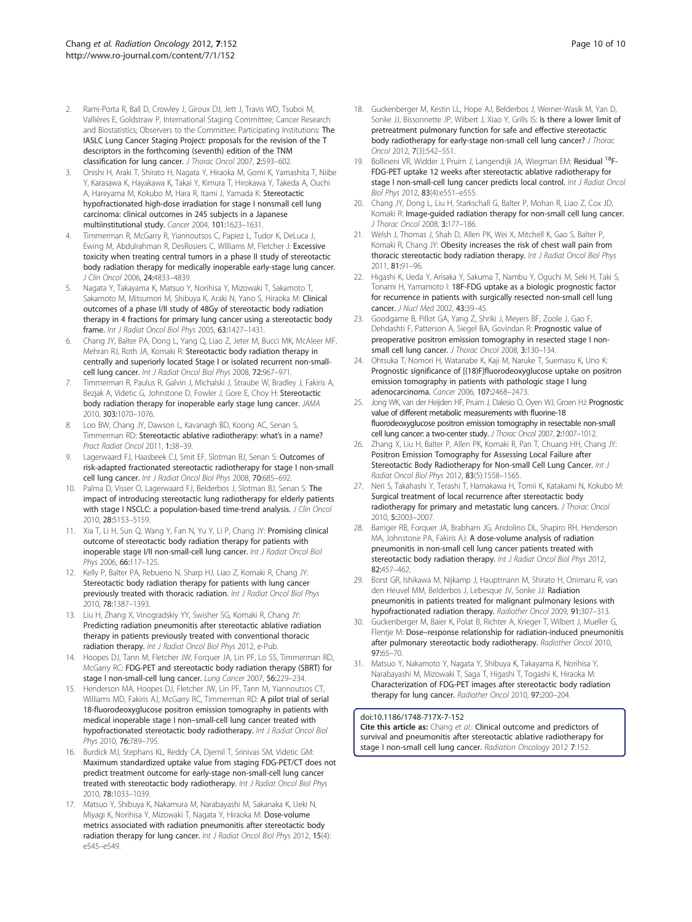2. Rami-Porta R, Ball D, Crowley J, Giroux DJ, Jett J, Travis WD, Tsuboi M, Vallières E, Goldstraw P, International Staging Committee; Cancer Research and Biostatistics; Observers to the Committee; Participating Institutions: **The IASLC Lung Cancer Staging Project: proposals for the revision of the T descriptors in the forthcoming (seventh) edition of the TNM classification for lung cancer.** *J Thorac Oncol* 2007, **2:**593–602.
3. Onishi H, Araki T, Shirato H, Nagata Y, Hiraoka M, Gomi K, Yamashita T, Niibe Y, Karasawa K, Hayakawa K, Takai Y, Kimura T, Hirokawa Y, Takeda A, Ouchi A, Hareyama M, Kokubo M, Hara R, Itami J, Yamada K: **Stereotactic hypofractionated high-dose irradiation for stage I nonsmall cell lung carcinoma: clinical outcomes in 245 subjects in a Japanese multiinstitutional study.** *Cancer* 2004, **101:**1623–1631.
4. Timmerman R, McGarry R, Yiannoutsos C, Papiez L, Tudor K, DeLuca J, Ewing M, Abdulrahman R, DesRosiers C, Williams M, Fletcher J: **Excessive toxicity when treating central tumors in a phase II study of stereotactic body radiation therapy for medically inoperable early-stage lung cancer.** *J Clin Oncol* 2006, **24:**4833–4839.
5. Nagata Y, Takayama K, Matsuo Y, Norihisa Y, Mizowaki T, Sakamoto T, Sakamoto M, Mitsumori M, Shibuya K, Araki N, Yano S, Hiraoka M: **Clinical outcomes of a phase I/II study of 48Gy of stereotactic body radiation therapy in 4 fractions for primary lung cancer using a stereotactic body frame.** *Int J Radiat Oncol Biol Phys* 2005, **63:**1427–1431.
6. Chang JY, Balter PA, Dong L, Yang Q, Liao Z, Jeter M, Bucci MK, McAleer MF, Mehran RJ, Roth JA, Komaki R: **Stereotactic body radiation therapy in centrally and superiorly located Stage I or isolated recurrent non-small-cell lung cancer.** *Int J Radiat Oncol Biol Phys* 2008, **72:**967–971.
7. Timmerman R, Paulus R, Galvin J, Michalski J, Straube W, Bradley J, Fakiris A, Bezjak A, Videtic G, Johnstone D, Fowler J, Gore E, Choy H: **Stereotactic body radiation therapy for inoperable early stage lung cancer.** *JAMA* 2010, **303:**1070–1076.
8. Loo BW, Chang JY, Dawson L, Kavanagh BD, Koong AC, Senan S, Timmerman RD: **Stereotactic ablative radiotherapy: what's in a name?** *Pract Radiat Oncol* 2011, **1:**38–39.
9. Lagerwaard FJ, Haasbeek CJ, Smit EF, Slotman BJ, Senan S: **Outcomes of risk-adapted fractionated stereotactic radiotherapy for stage I non-small cell lung cancer.** *Int J Radiat Oncol Biol Phys* 2008, **70:**685–692.
10. Palma D, Visser O, Lagerwaard FJ, Belderbos J, Slotman BJ, Senan S: **The impact of introducing stereotactic lung radiotherapy for elderly patients with stage I NSCLC: a population-based time-trend analysis.** *J Clin Oncol* 2010, **28:**5153–5159.
11. Xia T, Li H, Sun Q, Wang Y, Fan N, Yu Y, Li P, Chang JY: **Promising clinical outcome of stereotactic body radiation therapy for patients with inoperable stage I/II non-small-cell lung cancer.** *Int J Radiat Oncol Biol Phys* 2006, **66:**117–125.
12. Kelly P, Balter PA, Rebueno N, Sharp HJ, Liao Z, Komaki R, Chang JY: **Stereotactic body radiation therapy for patients with lung cancer previously treated with thoracic radiation.** *Int J Radiat Oncol Biol Phys* 2010, **78:**1387–1393.
13. Liu H, Zhang X, Vinogradskiy YY, Swisher SG, Komaki R, Chang JY: **Predicting radiation pneumonitis after stereotactic ablative radiation therapy in patients previously treated with conventional thoracic radiation therapy.** *Int J Radiat Oncol Biol Phys* 2012, e-Pub.
14. Hoopes DJ, Tann M, Fletcher JW, Forquer JA, Lin PF, Lo SS, Timmerman RD, McGarry RC: **FDG-PET and stereotactic body radiation therapy (SBRT) for stage I non-small-cell lung cancer.** *Lung Cancer* 2007, **56:**229–234.
15. Henderson MA, Hoopes DJ, Fletcher JW, Lin PF, Tann M, Yiannoutsos CT, Williams MD, Fakiris AJ, McGarry RC, Timmerman RD: **A pilot trial of serial 18-fluorodeoxyglucose positron emission tomography in patients with medical inoperable stage I non–small-cell lung cancer treated with hypofractionated stereotactic body radiotherapy.** *Int J Radiat Oncol Biol Phys* 2010, **76:**789–795.
16. Burdick MJ, Stephans KL, Reddy CA, Djemil T, Srinivas SM, Videtic GM: **Maximum standardized uptake value from staging FDG-PET/CT does not predict treatment outcome for early-stage non-small-cell lung cancer treated with stereotactic body radiotherapy.** *Int J Radiat Oncol Biol Phys* 2010, **78:**1033–1039.
17. Matsuo Y, Shibuya K, Nakamura M, Narabayashi M, Sakanaka K, Ueki N, Miyagi K, Norihisa Y, Mizowaki T, Nagata Y, Hiraoka M: **Dose-volume metrics associated with radiation pneumonitis after stereotactic body radiation therapy for lung cancer.** *Int J Radiat Oncol Biol Phys* 2012, **15**(4): e545–e549.
18. Guckenberger M, Kestin LL, Hope AJ, Belderbos J, Werner-Wasik M, Yan D, Sonke JJ, Bissonnette JP, Wilbert J, Xiao Y, Grills IS: **Is there a lower limit of pretreatment pulmonary function for safe and effective stereotactic body radiotherapy for early-stage non-small cell lung cancer?** *J Thorac Oncol* 2012, **7**(3):542–551.
19. Bollineni VR, Widder J, Pruim J, Langendijk JA, Wiegman EM: **Residual $^{18}$F-FDG-PET uptake 12 weeks after stereotactic ablative radiotherapy for stage I non-small-cell lung cancer predicts local control.** *Int J Radiat Oncol Biol Phys* 2012, **83**(4):e551–e555.
20. Chang JY, Dong L, Liu H, Starkschall G, Balter P, Mohan R, Liao Z, Cox JD, Komaki R: **Image-guided radiation therapy for non-small cell lung cancer.** *J Thorac Oncol* 2008, **3:**177–186.
21. Welsh J, Thomas J, Shah D, Allen PK, Wei X, Mitchell K, Gao S, Balter P, Komaki R, Chang JY: **Obesity increases the risk of chest wall pain from thoracic stereotactic body radiation therapy.** *Int J Radiat Oncol Biol Phys* 2011, **81:**91–96.
22. Higashi K, Ueda Y, Arisaka Y, Sakuma T, Nambu Y, Oguchi M, Seki H, Taki S, Tonami H, Yamamoto I: **18F-FDG uptake as a biologic prognostic factor for recurrence in patients with surgically resected non-small cell lung cancer.** *J Nucl Med* 2002, **43:**39–45.
23. Goodgame B, Pillot GA, Yang Z, Shriki J, Meyers BF, Zoole J, Gao F, Dehdashti F, Patterson A, Siegel BA, Govindan R: **Prognostic value of preoperative positron emission tomography in resected stage I non-small cell lung cancer.** *J Thorac Oncol* 2008, **3:**130–134.
24. Ohtsuka T, Nomori H, Watanabe K, Kaji M, Naruke T, Suemasu K, Uno K: **Prognostic significance of [(18)F]fluorodeoxyglucose uptake on positron emission tomography in patients with pathologic stage I lung adenocarcinoma.** *Cancer* 2006, **107:**2468–2473.
25. Jong WK, van der Heijden HF, Pruim J, Dalesio O, Oyen WJ, Groen HJ: **Prognostic value of different metabolic measurements with fluorine-18 fluorodeoxyglucose positron emission tomography in resectable non-small cell lung cancer: a two-center study.** *J Thorac Oncol* 2007, **2:**1007–1012.
26. Zhang X, Liu H, Balter P, Allen PK, Komaki R, Pan T, Chuang HH, Chang JY: **Positron Emission Tomography for Assessing Local Failure after Stereotactic Body Radiotherapy for Non-Small Cell Lung Cancer.** *Int J Radiat Oncol Biol Phys* 2012, **83**(5):1558–1565.
27. Neri S, Takahashi Y, Terashi T, Hamakawa H, Tomii K, Katakami N, Kokubo M: **Surgical treatment of local recurrence after stereotactic body radiotherapy for primary and metastatic lung cancers.** *J Thorac Oncol* 2010, **5:**2003–2007.
28. Barriger RB, Forquer JA, Brabham JG, Andolino DL, Shapiro RH, Henderson MA, Johnstone PA, Fakiris AJ: **A dose-volume analysis of radiation pneumonitis in non-small cell lung cancer patients treated with stereotactic body radiation therapy.** *Int J Radiat Oncol Biol Phys* 2012, **82:**457–462.
29. Borst GR, Ishikawa M, Nijkamp J, Hauptmann M, Shirato H, Onimaru R, van den Heuvel MM, Belderbos J, Lebesque JV, Sonke JJ: **Radiation pneumonitis in patients treated for malignant pulmonary lesions with hypofractionated radiation therapy.** *Radiother Oncol* 2009, **91:**307–313.
30. Guckenberger M, Baier K, Polat B, Richter A, Krieger T, Wilbert J, Mueller G, Flentje M: **Dose–response relationship for radiation-induced pneumonitis after pulmonary stereotactic body radiotherapy.** *Radiother Oncol* 2010, **97:**65–70.
31. Matsuo Y, Nakamoto Y, Nagata Y, Shibuya K, Takayama K, Norihisa Y, Narabayashi M, Mizowaki T, Saga T, Higashi T, Togashi K, Hiraoka M: **Characterization of FDG-PET images after stereotactic body radiation therapy for lung cancer.** *Radiother Oncol* 2010, **97:**200–204.

doi:10.1186/1748-717X-7-152

**Cite this article as:** Chang *et al.*: Clinical outcome and predictors of survival and pneumonitis after stereotactic ablative radiotherapy for stage I non-small cell lung cancer. *Radiation Oncology* 2012 **7**:152.